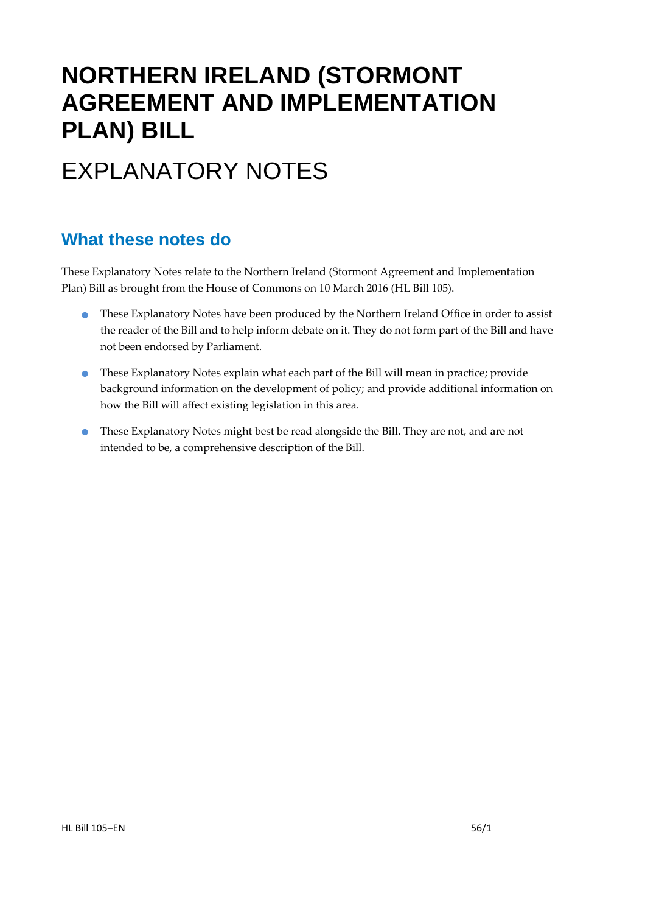# NORTHERN IRELAND (STORMONT AGREEMENT AND IMPLEMENTATION PLAN) BILL

# EXPLANATORY NOTES

## What these notes do

These Explanatory Notes relate to the Northern Ireland (Stormont Agreement and Implementation Plan) Bill as brought from the House of Commons on 10 March 2016 (HL Bill 105).

- These Explanatory Notes have been produced by the Northern Ireland Office in order to assist the reader of the Bill and to help inform debate on it. They do not form part of the Bill and have not been endorsed by Parliament.
- These Explanatory Notes explain what each part of the Bill will mean in practice; provide background information on the development of policy; and provide additional information on how the Bill will affect existing legislation in this area.
- These Explanatory Notes might best be read alongside the Bill. They are not, and are not intended to be, a comprehensive description of the Bill.

HL Bill 105–EN 56/1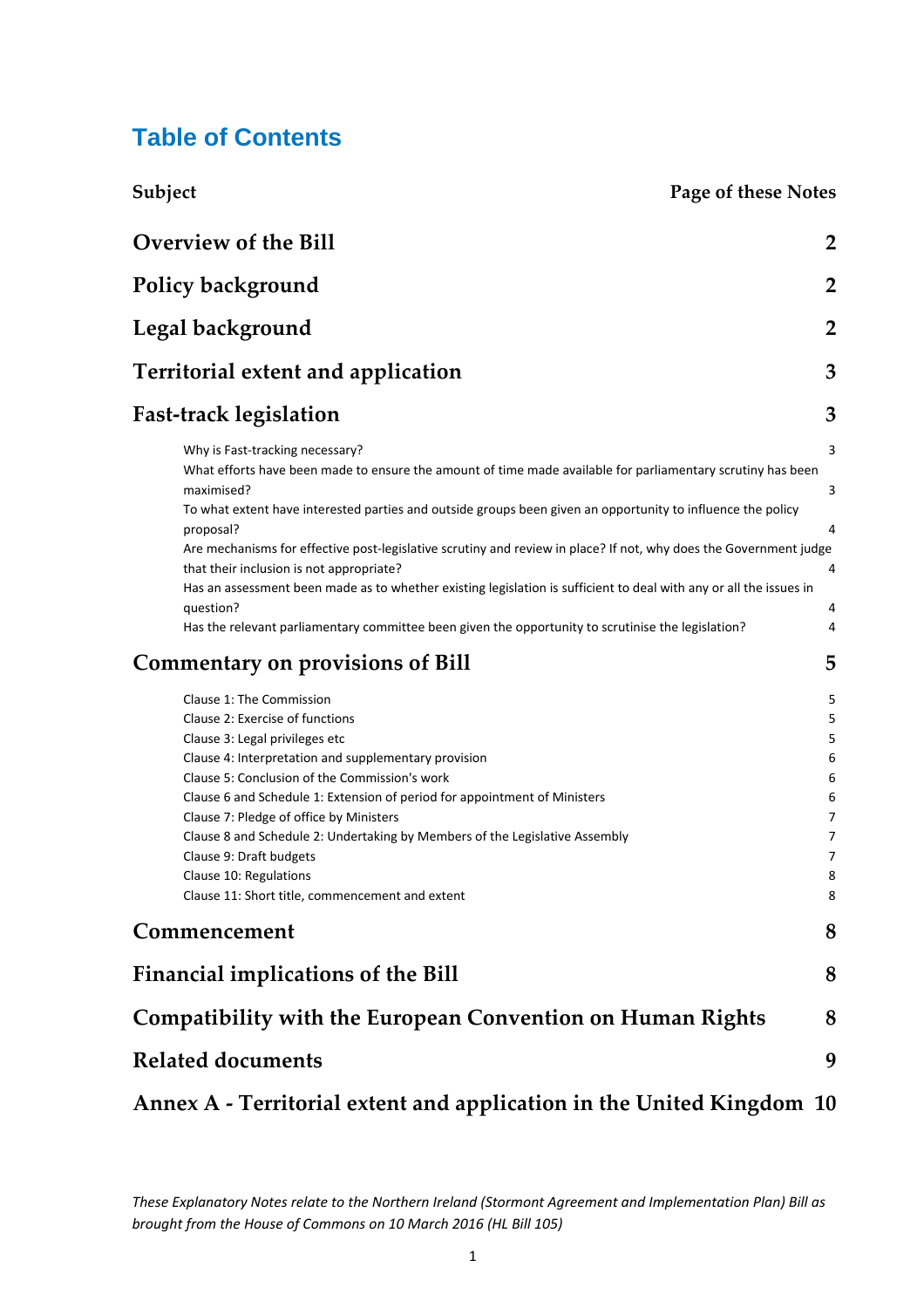# Table of Contents

| Subject | Page of these Notes |
|---|---|
| **Overview of the Bill** | **2** |
| **Policy background** | **2** |
| **Legal background** | **2** |
| **Territorial extent and application** | **3** |
| **Fast-track legislation** | **3** |
| Why is Fast-tracking necessary? | 3 |
| What efforts have been made to ensure the amount of time made available for parliamentary scrutiny has been maximised? | 3 |
| To what extent have interested parties and outside groups been given an opportunity to influence the policy proposal? | 4 |
| Are mechanisms for effective post-legislative scrutiny and review in place? If not, why does the Government judge that their inclusion is not appropriate? | 4 |
| Has an assessment been made as to whether existing legislation is sufficient to deal with any or all the issues in question? | 4 |
| Has the relevant parliamentary committee been given the opportunity to scrutinise the legislation? | 4 |
| **Commentary on provisions of Bill** | **5** |
| Clause 1: The Commission | 5 |
| Clause 2: Exercise of functions | 5 |
| Clause 3: Legal privileges etc | 5 |
| Clause 4: Interpretation and supplementary provision | 6 |
| Clause 5: Conclusion of the Commission's work | 6 |
| Clause 6 and Schedule 1: Extension of period for appointment of Ministers | 6 |
| Clause 7: Pledge of office by Ministers | 7 |
| Clause 8 and Schedule 2: Undertaking by Members of the Legislative Assembly | 7 |
| Clause 9: Draft budgets | 7 |
| Clause 10: Regulations | 8 |
| Clause 11: Short title, commencement and extent | 8 |
| **Commencement** | **8** |
| **Financial implications of the Bill** | **8** |
| **Compatibility with the European Convention on Human Rights** | **8** |
| **Related documents** | **9** |
| **Annex A - Territorial extent and application in the United Kingdom** | **10** |

*These Explanatory Notes relate to the Northern Ireland (Stormont Agreement and Implementation Plan) Bill as brought from the House of Commons on 10 March 2016 (HL Bill 105)*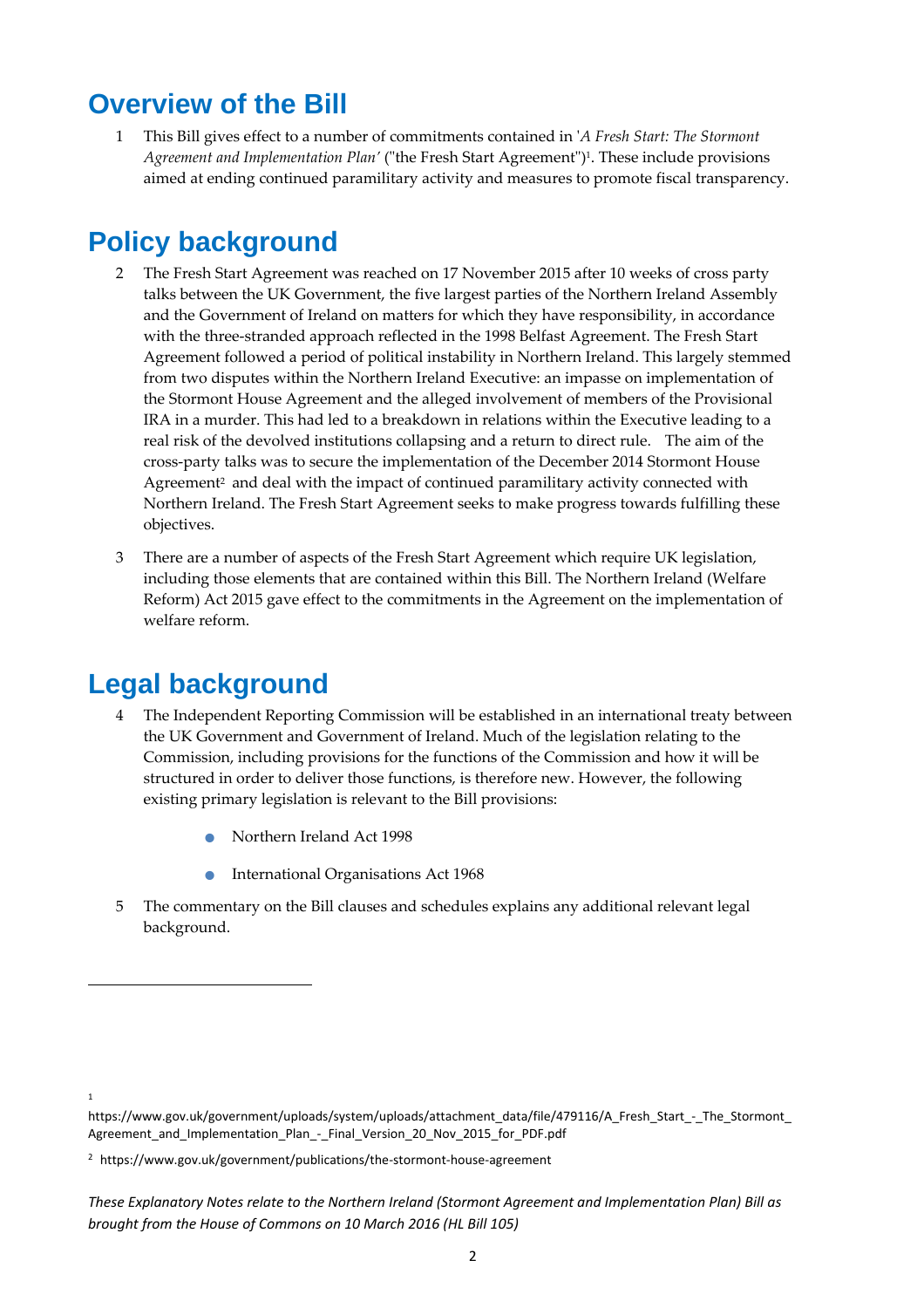## Overview of the Bill

1 This Bill gives effect to a number of commitments contained in '*A Fresh Start: The Stormont Agreement and Implementation Plan*' ("the Fresh Start Agreement")[1]. These include provisions aimed at ending continued paramilitary activity and measures to promote fiscal transparency.

## Policy background

2 The Fresh Start Agreement was reached on 17 November 2015 after 10 weeks of cross party talks between the UK Government, the five largest parties of the Northern Ireland Assembly and the Government of Ireland on matters for which they have responsibility, in accordance with the three-stranded approach reflected in the 1998 Belfast Agreement. The Fresh Start Agreement followed a period of political instability in Northern Ireland. This largely stemmed from two disputes within the Northern Ireland Executive: an impasse on implementation of the Stormont House Agreement and the alleged involvement of members of the Provisional IRA in a murder. This had led to a breakdown in relations within the Executive leading to a real risk of the devolved institutions collapsing and a return to direct rule. The aim of the cross-party talks was to secure the implementation of the December 2014 Stormont House Agreement[2] and deal with the impact of continued paramilitary activity connected with Northern Ireland. The Fresh Start Agreement seeks to make progress towards fulfilling these objectives.

3 There are a number of aspects of the Fresh Start Agreement which require UK legislation, including those elements that are contained within this Bill. The Northern Ireland (Welfare Reform) Act 2015 gave effect to the commitments in the Agreement on the implementation of welfare reform.

## Legal background

4 The Independent Reporting Commission will be established in an international treaty between the UK Government and Government of Ireland. Much of the legislation relating to the Commission, including provisions for the functions of the Commission and how it will be structured in order to deliver those functions, is therefore new. However, the following existing primary legislation is relevant to the Bill provisions:

- Northern Ireland Act 1998
- International Organisations Act 1968

5 The commentary on the Bill clauses and schedules explains any additional relevant legal background.

---

[1] https://www.gov.uk/government/uploads/system/uploads/attachment_data/file/479116/A_Fresh_Start_-_The_Stormont_Agreement_and_Implementation_Plan_-_Final_Version_20_Nov_2015_for_PDF.pdf

[2] https://www.gov.uk/government/publications/the-stormont-house-agreement

*These Explanatory Notes relate to the Northern Ireland (Stormont Agreement and Implementation Plan) Bill as brought from the House of Commons on 10 March 2016 (HL Bill 105)*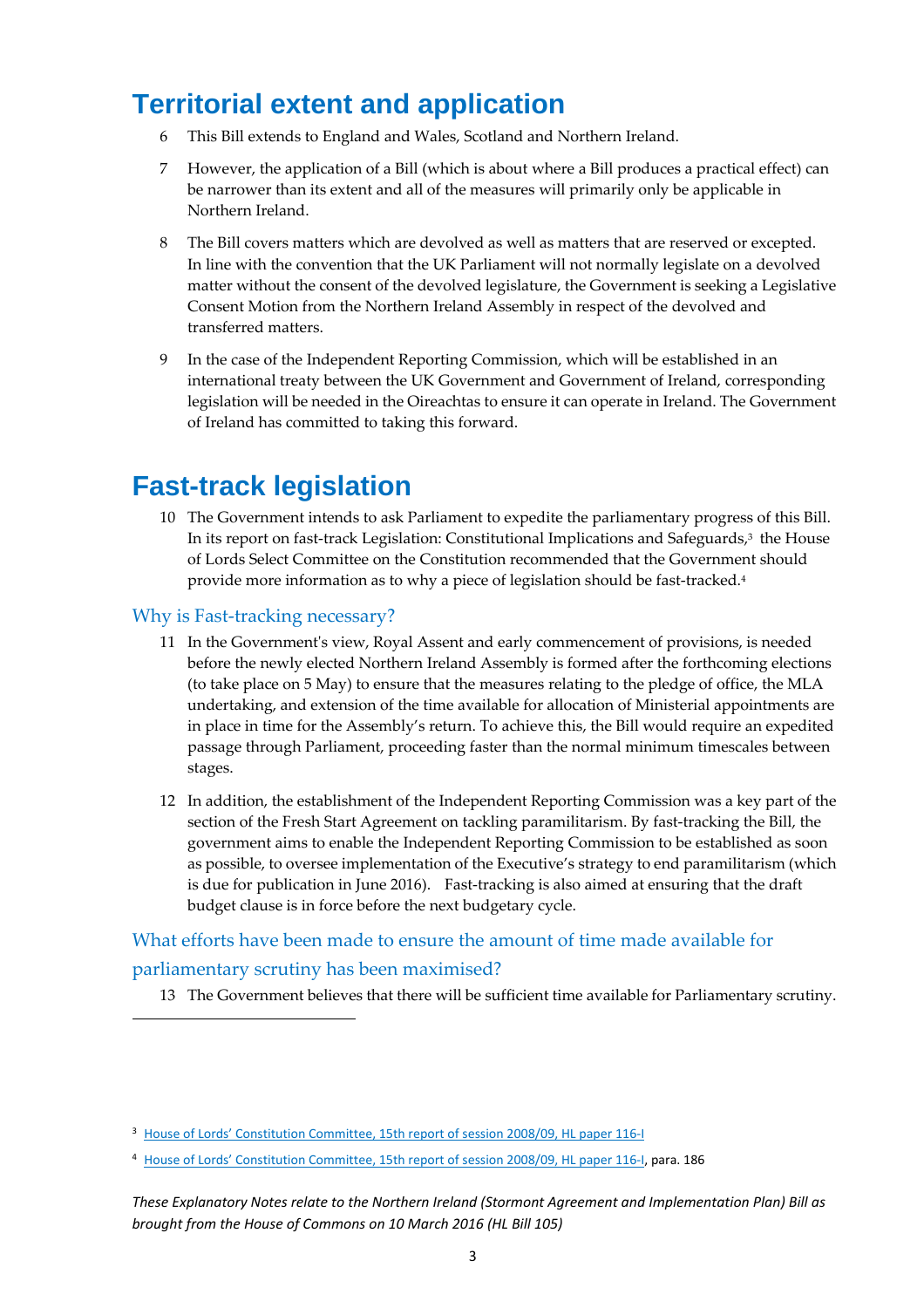# Territorial extent and application

6 This Bill extends to England and Wales, Scotland and Northern Ireland.

7 However, the application of a Bill (which is about where a Bill produces a practical effect) can be narrower than its extent and all of the measures will primarily only be applicable in Northern Ireland.

8 The Bill covers matters which are devolved as well as matters that are reserved or excepted. In line with the convention that the UK Parliament will not normally legislate on a devolved matter without the consent of the devolved legislature, the Government is seeking a Legislative Consent Motion from the Northern Ireland Assembly in respect of the devolved and transferred matters.

9 In the case of the Independent Reporting Commission, which will be established in an international treaty between the UK Government and Government of Ireland, corresponding legislation will be needed in the Oireachtas to ensure it can operate in Ireland. The Government of Ireland has committed to taking this forward.

# Fast-track legislation

10 The Government intends to ask Parliament to expedite the parliamentary progress of this Bill. In its report on fast-track Legislation: Constitutional Implications and Safeguards,[3] the House of Lords Select Committee on the Constitution recommended that the Government should provide more information as to why a piece of legislation should be fast-tracked.[4]

## Why is Fast-tracking necessary?

11 In the Government's view, Royal Assent and early commencement of provisions, is needed before the newly elected Northern Ireland Assembly is formed after the forthcoming elections (to take place on 5 May) to ensure that the measures relating to the pledge of office, the MLA undertaking, and extension of the time available for allocation of Ministerial appointments are in place in time for the Assembly's return. To achieve this, the Bill would require an expedited passage through Parliament, proceeding faster than the normal minimum timescales between stages.

12 In addition, the establishment of the Independent Reporting Commission was a key part of the section of the Fresh Start Agreement on tackling paramilitarism. By fast-tracking the Bill, the government aims to enable the Independent Reporting Commission to be established as soon as possible, to oversee implementation of the Executive's strategy to end paramilitarism (which is due for publication in June 2016). Fast-tracking is also aimed at ensuring that the draft budget clause is in force before the next budgetary cycle.

## What efforts have been made to ensure the amount of time made available for parliamentary scrutiny has been maximised?

13 The Government believes that there will be sufficient time available for Parliamentary scrutiny.

---

[3] House of Lords' Constitution Committee, 15th report of session 2008/09, HL paper 116-I

[4] House of Lords' Constitution Committee, 15th report of session 2008/09, HL paper 116-I, para. 186

*These Explanatory Notes relate to the Northern Ireland (Stormont Agreement and Implementation Plan) Bill as brought from the House of Commons on 10 March 2016 (HL Bill 105)*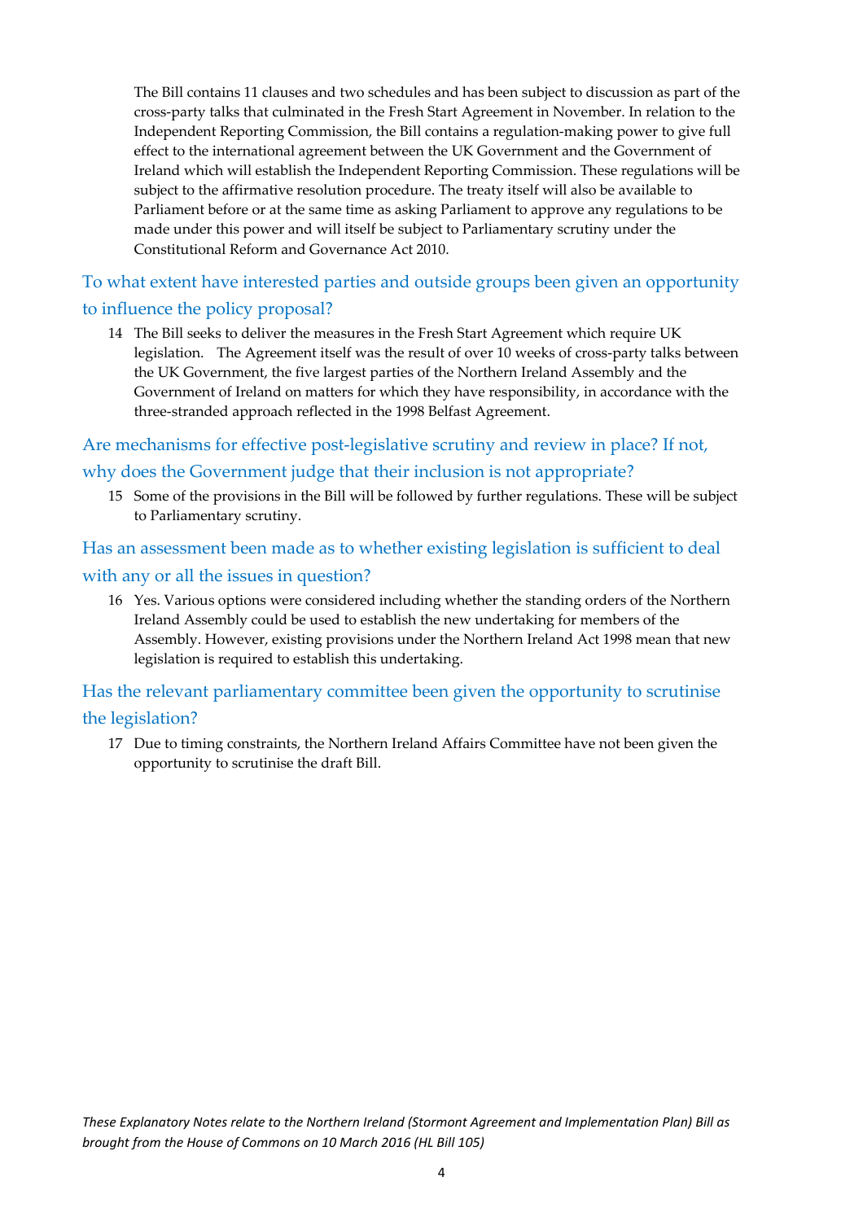The Bill contains 11 clauses and two schedules and has been subject to discussion as part of the cross-party talks that culminated in the Fresh Start Agreement in November. In relation to the Independent Reporting Commission, the Bill contains a regulation-making power to give full effect to the international agreement between the UK Government and the Government of Ireland which will establish the Independent Reporting Commission. These regulations will be subject to the affirmative resolution procedure. The treaty itself will also be available to Parliament before or at the same time as asking Parliament to approve any regulations to be made under this power and will itself be subject to Parliamentary scrutiny under the Constitutional Reform and Governance Act 2010.

## To what extent have interested parties and outside groups been given an opportunity to influence the policy proposal?

14 The Bill seeks to deliver the measures in the Fresh Start Agreement which require UK legislation. The Agreement itself was the result of over 10 weeks of cross-party talks between the UK Government, the five largest parties of the Northern Ireland Assembly and the Government of Ireland on matters for which they have responsibility, in accordance with the three-stranded approach reflected in the 1998 Belfast Agreement.

## Are mechanisms for effective post-legislative scrutiny and review in place? If not, why does the Government judge that their inclusion is not appropriate?

15 Some of the provisions in the Bill will be followed by further regulations. These will be subject to Parliamentary scrutiny.

## Has an assessment been made as to whether existing legislation is sufficient to deal with any or all the issues in question?

16 Yes. Various options were considered including whether the standing orders of the Northern Ireland Assembly could be used to establish the new undertaking for members of the Assembly. However, existing provisions under the Northern Ireland Act 1998 mean that new legislation is required to establish this undertaking.

## Has the relevant parliamentary committee been given the opportunity to scrutinise the legislation?

17 Due to timing constraints, the Northern Ireland Affairs Committee have not been given the opportunity to scrutinise the draft Bill.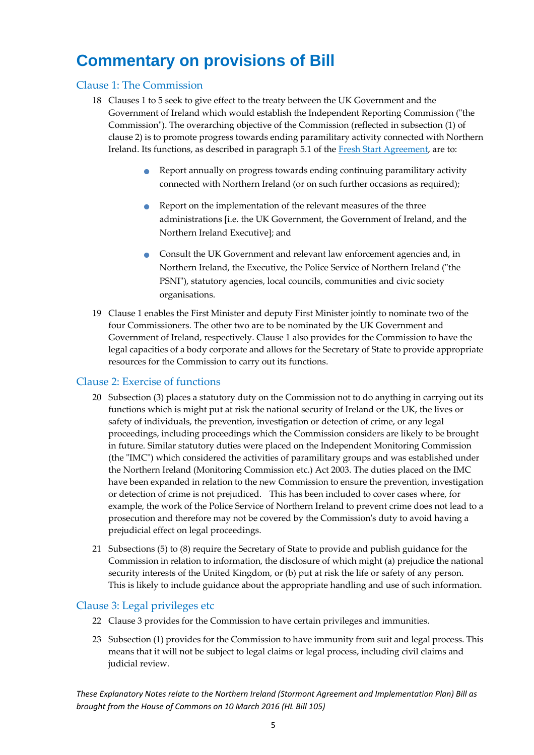# Commentary on provisions of Bill

## Clause 1: The Commission

18 Clauses 1 to 5 seek to give effect to the treaty between the UK Government and the Government of Ireland which would establish the Independent Reporting Commission ("the Commission"). The overarching objective of the Commission (reflected in subsection (1) of clause 2) is to promote progress towards ending paramilitary activity connected with Northern Ireland. Its functions, as described in paragraph 5.1 of the Fresh Start Agreement, are to:

- Report annually on progress towards ending continuing paramilitary activity connected with Northern Ireland (or on such further occasions as required);
- Report on the implementation of the relevant measures of the three administrations [i.e. the UK Government, the Government of Ireland, and the Northern Ireland Executive]; and
- Consult the UK Government and relevant law enforcement agencies and, in Northern Ireland, the Executive, the Police Service of Northern Ireland ("the PSNI"), statutory agencies, local councils, communities and civic society organisations.

19 Clause 1 enables the First Minister and deputy First Minister jointly to nominate two of the four Commissioners. The other two are to be nominated by the UK Government and Government of Ireland, respectively. Clause 1 also provides for the Commission to have the legal capacities of a body corporate and allows for the Secretary of State to provide appropriate resources for the Commission to carry out its functions.

## Clause 2: Exercise of functions

20 Subsection (3) places a statutory duty on the Commission not to do anything in carrying out its functions which is might put at risk the national security of Ireland or the UK, the lives or safety of individuals, the prevention, investigation or detection of crime, or any legal proceedings, including proceedings which the Commission considers are likely to be brought in future. Similar statutory duties were placed on the Independent Monitoring Commission (the "IMC") which considered the activities of paramilitary groups and was established under the Northern Ireland (Monitoring Commission etc.) Act 2003. The duties placed on the IMC have been expanded in relation to the new Commission to ensure the prevention, investigation or detection of crime is not prejudiced. This has been included to cover cases where, for example, the work of the Police Service of Northern Ireland to prevent crime does not lead to a prosecution and therefore may not be covered by the Commission's duty to avoid having a prejudicial effect on legal proceedings.

21 Subsections (5) to (8) require the Secretary of State to provide and publish guidance for the Commission in relation to information, the disclosure of which might (a) prejudice the national security interests of the United Kingdom, or (b) put at risk the life or safety of any person. This is likely to include guidance about the appropriate handling and use of such information.

## Clause 3: Legal privileges etc

22 Clause 3 provides for the Commission to have certain privileges and immunities.

23 Subsection (1) provides for the Commission to have immunity from suit and legal process. This means that it will not be subject to legal claims or legal process, including civil claims and judicial review.

*These Explanatory Notes relate to the Northern Ireland (Stormont Agreement and Implementation Plan) Bill as brought from the House of Commons on 10 March 2016 (HL Bill 105)*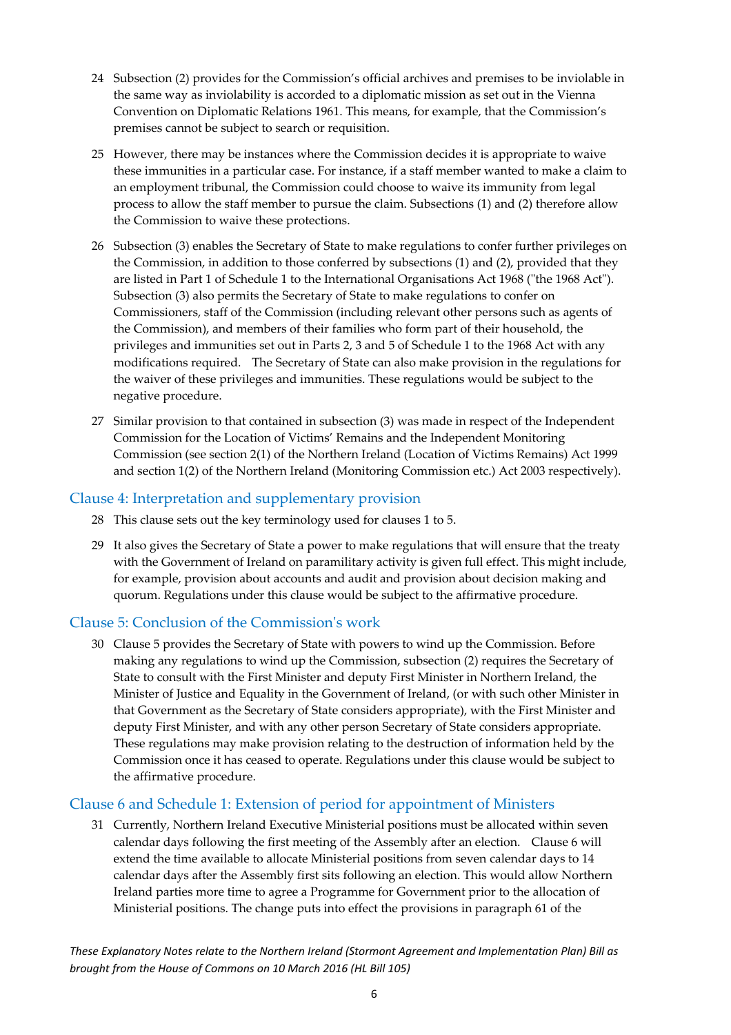24 Subsection (2) provides for the Commission's official archives and premises to be inviolable in the same way as inviolability is accorded to a diplomatic mission as set out in the Vienna Convention on Diplomatic Relations 1961. This means, for example, that the Commission's premises cannot be subject to search or requisition.

25 However, there may be instances where the Commission decides it is appropriate to waive these immunities in a particular case. For instance, if a staff member wanted to make a claim to an employment tribunal, the Commission could choose to waive its immunity from legal process to allow the staff member to pursue the claim. Subsections (1) and (2) therefore allow the Commission to waive these protections.

26 Subsection (3) enables the Secretary of State to make regulations to confer further privileges on the Commission, in addition to those conferred by subsections (1) and (2), provided that they are listed in Part 1 of Schedule 1 to the International Organisations Act 1968 ("the 1968 Act"). Subsection (3) also permits the Secretary of State to make regulations to confer on Commissioners, staff of the Commission (including relevant other persons such as agents of the Commission), and members of their families who form part of their household, the privileges and immunities set out in Parts 2, 3 and 5 of Schedule 1 to the 1968 Act with any modifications required. The Secretary of State can also make provision in the regulations for the waiver of these privileges and immunities. These regulations would be subject to the negative procedure.

27 Similar provision to that contained in subsection (3) was made in respect of the Independent Commission for the Location of Victims' Remains and the Independent Monitoring Commission (see section 2(1) of the Northern Ireland (Location of Victims Remains) Act 1999 and section 1(2) of the Northern Ireland (Monitoring Commission etc.) Act 2003 respectively).

## Clause 4: Interpretation and supplementary provision

28 This clause sets out the key terminology used for clauses 1 to 5.

29 It also gives the Secretary of State a power to make regulations that will ensure that the treaty with the Government of Ireland on paramilitary activity is given full effect. This might include, for example, provision about accounts and audit and provision about decision making and quorum. Regulations under this clause would be subject to the affirmative procedure.

## Clause 5: Conclusion of the Commission's work

30 Clause 5 provides the Secretary of State with powers to wind up the Commission. Before making any regulations to wind up the Commission, subsection (2) requires the Secretary of State to consult with the First Minister and deputy First Minister in Northern Ireland, the Minister of Justice and Equality in the Government of Ireland, (or with such other Minister in that Government as the Secretary of State considers appropriate), with the First Minister and deputy First Minister, and with any other person Secretary of State considers appropriate. These regulations may make provision relating to the destruction of information held by the Commission once it has ceased to operate. Regulations under this clause would be subject to the affirmative procedure.

## Clause 6 and Schedule 1: Extension of period for appointment of Ministers

31 Currently, Northern Ireland Executive Ministerial positions must be allocated within seven calendar days following the first meeting of the Assembly after an election. Clause 6 will extend the time available to allocate Ministerial positions from seven calendar days to 14 calendar days after the Assembly first sits following an election. This would allow Northern Ireland parties more time to agree a Programme for Government prior to the allocation of Ministerial positions. The change puts into effect the provisions in paragraph 61 of the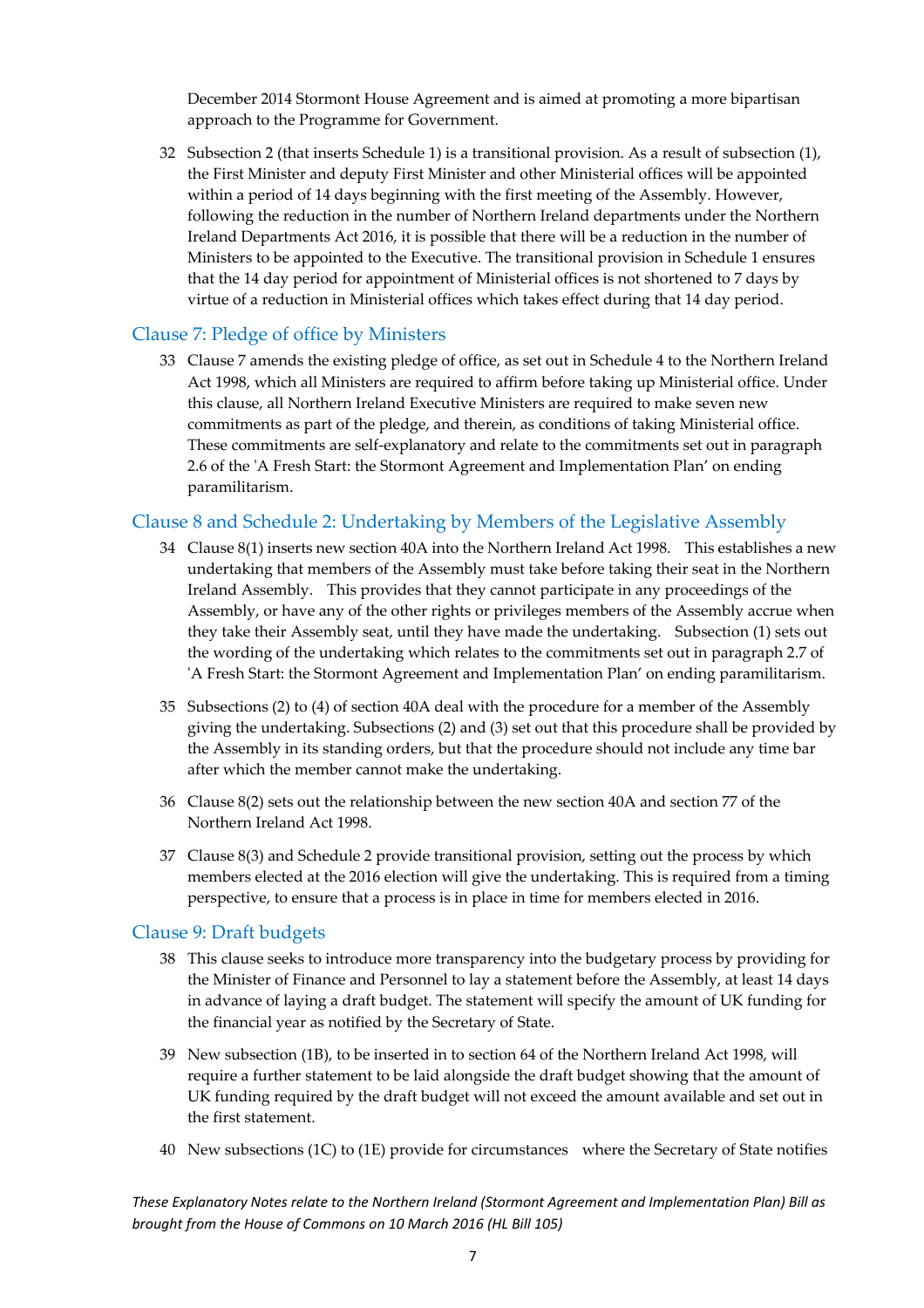December 2014 Stormont House Agreement and is aimed at promoting a more bipartisan approach to the Programme for Government.

32 Subsection 2 (that inserts Schedule 1) is a transitional provision. As a result of subsection (1), the First Minister and deputy First Minister and other Ministerial offices will be appointed within a period of 14 days beginning with the first meeting of the Assembly. However, following the reduction in the number of Northern Ireland departments under the Northern Ireland Departments Act 2016, it is possible that there will be a reduction in the number of Ministers to be appointed to the Executive. The transitional provision in Schedule 1 ensures that the 14 day period for appointment of Ministerial offices is not shortened to 7 days by virtue of a reduction in Ministerial offices which takes effect during that 14 day period.

## Clause 7: Pledge of office by Ministers

33 Clause 7 amends the existing pledge of office, as set out in Schedule 4 to the Northern Ireland Act 1998, which all Ministers are required to affirm before taking up Ministerial office. Under this clause, all Northern Ireland Executive Ministers are required to make seven new commitments as part of the pledge, and therein, as conditions of taking Ministerial office. These commitments are self-explanatory and relate to the commitments set out in paragraph 2.6 of the 'A Fresh Start: the Stormont Agreement and Implementation Plan' on ending paramilitarism.

## Clause 8 and Schedule 2: Undertaking by Members of the Legislative Assembly

34 Clause 8(1) inserts new section 40A into the Northern Ireland Act 1998. This establishes a new undertaking that members of the Assembly must take before taking their seat in the Northern Ireland Assembly. This provides that they cannot participate in any proceedings of the Assembly, or have any of the other rights or privileges members of the Assembly accrue when they take their Assembly seat, until they have made the undertaking. Subsection (1) sets out the wording of the undertaking which relates to the commitments set out in paragraph 2.7 of 'A Fresh Start: the Stormont Agreement and Implementation Plan' on ending paramilitarism.

35 Subsections (2) to (4) of section 40A deal with the procedure for a member of the Assembly giving the undertaking. Subsections (2) and (3) set out that this procedure shall be provided by the Assembly in its standing orders, but that the procedure should not include any time bar after which the member cannot make the undertaking.

36 Clause 8(2) sets out the relationship between the new section 40A and section 77 of the Northern Ireland Act 1998.

37 Clause 8(3) and Schedule 2 provide transitional provision, setting out the process by which members elected at the 2016 election will give the undertaking. This is required from a timing perspective, to ensure that a process is in place in time for members elected in 2016.

## Clause 9: Draft budgets

38 This clause seeks to introduce more transparency into the budgetary process by providing for the Minister of Finance and Personnel to lay a statement before the Assembly, at least 14 days in advance of laying a draft budget. The statement will specify the amount of UK funding for the financial year as notified by the Secretary of State.

39 New subsection (1B), to be inserted in to section 64 of the Northern Ireland Act 1998, will require a further statement to be laid alongside the draft budget showing that the amount of UK funding required by the draft budget will not exceed the amount available and set out in the first statement.

40 New subsections (1C) to (1E) provide for circumstances where the Secretary of State notifies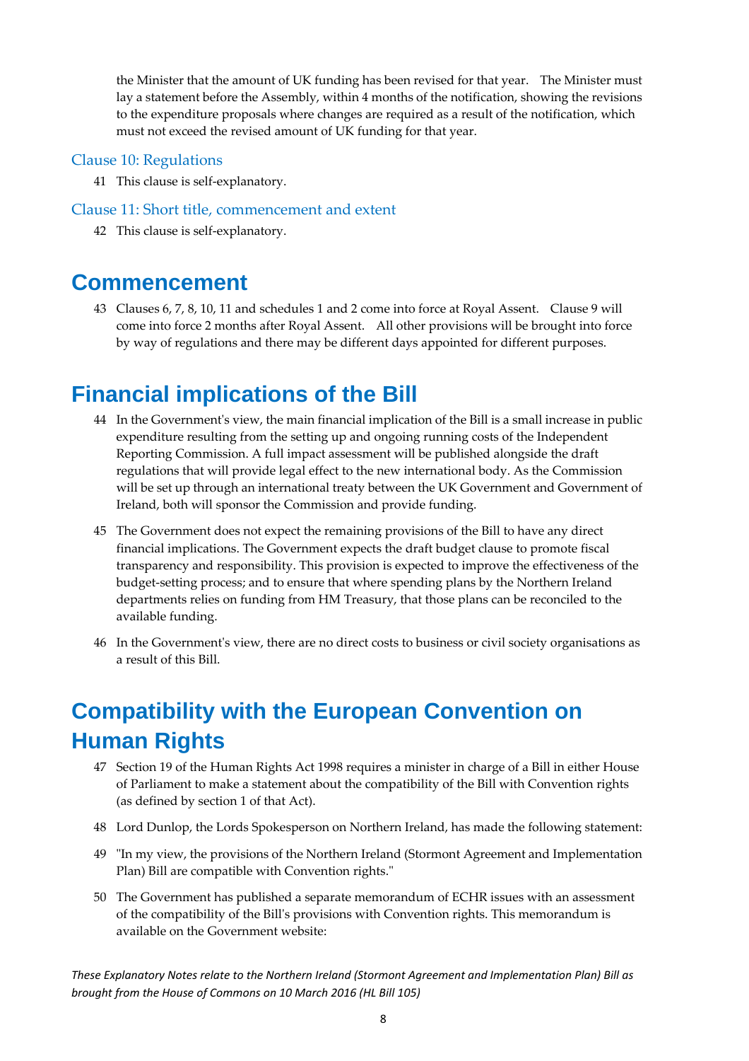the Minister that the amount of UK funding has been revised for that year. The Minister must lay a statement before the Assembly, within 4 months of the notification, showing the revisions to the expenditure proposals where changes are required as a result of the notification, which must not exceed the revised amount of UK funding for that year.

### Clause 10: Regulations

41 This clause is self-explanatory.

### Clause 11: Short title, commencement and extent

42 This clause is self-explanatory.

# Commencement

43 Clauses 6, 7, 8, 10, 11 and schedules 1 and 2 come into force at Royal Assent. Clause 9 will come into force 2 months after Royal Assent. All other provisions will be brought into force by way of regulations and there may be different days appointed for different purposes.

# Financial implications of the Bill

44 In the Government's view, the main financial implication of the Bill is a small increase in public expenditure resulting from the setting up and ongoing running costs of the Independent Reporting Commission. A full impact assessment will be published alongside the draft regulations that will provide legal effect to the new international body. As the Commission will be set up through an international treaty between the UK Government and Government of Ireland, both will sponsor the Commission and provide funding.

45 The Government does not expect the remaining provisions of the Bill to have any direct financial implications. The Government expects the draft budget clause to promote fiscal transparency and responsibility. This provision is expected to improve the effectiveness of the budget-setting process; and to ensure that where spending plans by the Northern Ireland departments relies on funding from HM Treasury, that those plans can be reconciled to the available funding.

46 In the Government's view, there are no direct costs to business or civil society organisations as a result of this Bill.

# Compatibility with the European Convention on Human Rights

47 Section 19 of the Human Rights Act 1998 requires a minister in charge of a Bill in either House of Parliament to make a statement about the compatibility of the Bill with Convention rights (as defined by section 1 of that Act).

48 Lord Dunlop, the Lords Spokesperson on Northern Ireland, has made the following statement:

49 "In my view, the provisions of the Northern Ireland (Stormont Agreement and Implementation Plan) Bill are compatible with Convention rights."

50 The Government has published a separate memorandum of ECHR issues with an assessment of the compatibility of the Bill's provisions with Convention rights. This memorandum is available on the Government website: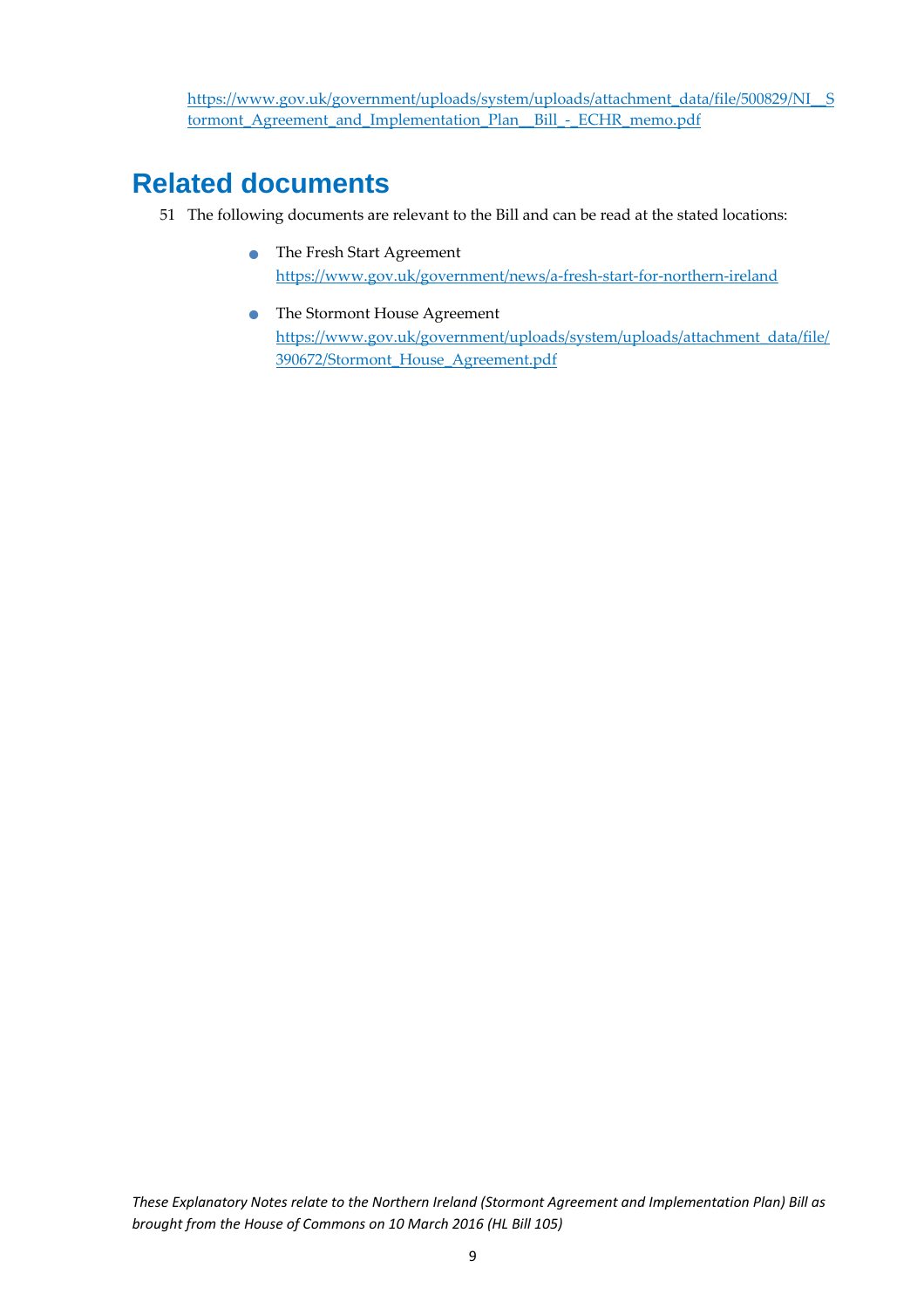https://www.gov.uk/government/uploads/system/uploads/attachment_data/file/500829/NI__Stormont_Agreement_and_Implementation_Plan__Bill_-_ECHR_memo.pdf

## Related documents

51 The following documents are relevant to the Bill and can be read at the stated locations:

- The Fresh Start Agreement
  https://www.gov.uk/government/news/a-fresh-start-for-northern-ireland
- The Stormont House Agreement
  https://www.gov.uk/government/uploads/system/uploads/attachment_data/file/390672/Stormont_House_Agreement.pdf

*These Explanatory Notes relate to the Northern Ireland (Stormont Agreement and Implementation Plan) Bill as brought from the House of Commons on 10 March 2016 (HL Bill 105)*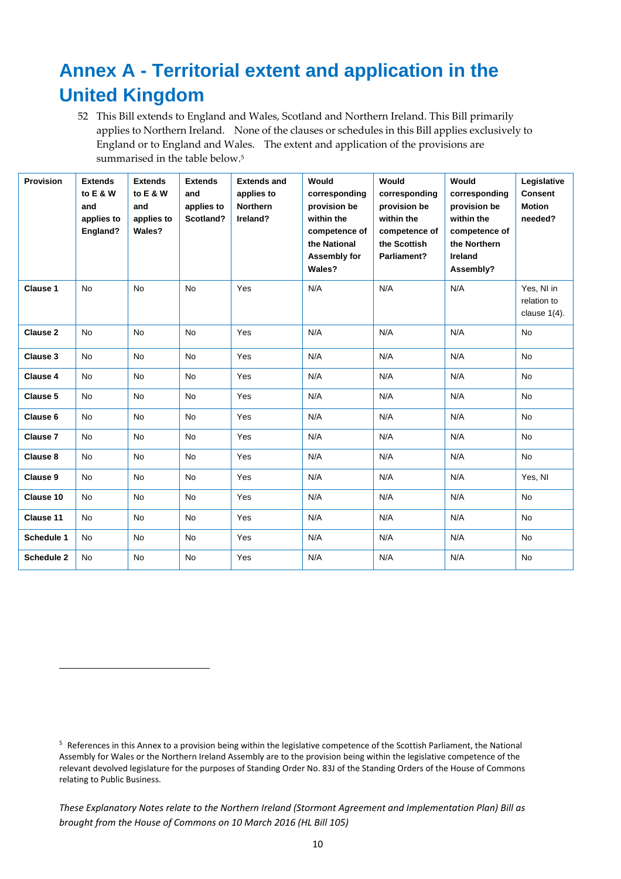# Annex A - Territorial extent and application in the United Kingdom

52 This Bill extends to England and Wales, Scotland and Northern Ireland. This Bill primarily applies to Northern Ireland. None of the clauses or schedules in this Bill applies exclusively to England or to England and Wales. The extent and application of the provisions are summarised in the table below.[5]

| Provision | Extends to E & W and applies to England? | Extends to E & W and applies to Wales? | Extends and applies to Scotland? | Extends and applies to Northern Ireland? | Would corresponding provision be within the competence of the National Assembly for Wales? | Would corresponding provision be within the competence of the Scottish Parliament? | Would corresponding provision be within the competence of the Northern Ireland Assembly? | Legislative Consent Motion needed? |
|---|---|---|---|---|---|---|---|---|
| **Clause 1** | No | No | No | Yes | N/A | N/A | N/A | Yes, NI in relation to clause 1(4). |
| **Clause 2** | No | No | No | Yes | N/A | N/A | N/A | No |
| **Clause 3** | No | No | No | Yes | N/A | N/A | N/A | No |
| **Clause 4** | No | No | No | Yes | N/A | N/A | N/A | No |
| **Clause 5** | No | No | No | Yes | N/A | N/A | N/A | No |
| **Clause 6** | No | No | No | Yes | N/A | N/A | N/A | No |
| **Clause 7** | No | No | No | Yes | N/A | N/A | N/A | No |
| **Clause 8** | No | No | No | Yes | N/A | N/A | N/A | No |
| **Clause 9** | No | No | No | Yes | N/A | N/A | N/A | Yes, NI |
| **Clause 10** | No | No | No | Yes | N/A | N/A | N/A | No |
| **Clause 11** | No | No | No | Yes | N/A | N/A | N/A | No |
| **Schedule 1** | No | No | No | Yes | N/A | N/A | N/A | No |
| **Schedule 2** | No | No | No | Yes | N/A | N/A | N/A | No |

[5] References in this Annex to a provision being within the legislative competence of the Scottish Parliament, the National Assembly for Wales or the Northern Ireland Assembly are to the provision being within the legislative competence of the relevant devolved legislature for the purposes of Standing Order No. 83J of the Standing Orders of the House of Commons relating to Public Business.

*These Explanatory Notes relate to the Northern Ireland (Stormont Agreement and Implementation Plan) Bill as brought from the House of Commons on 10 March 2016 (HL Bill 105)*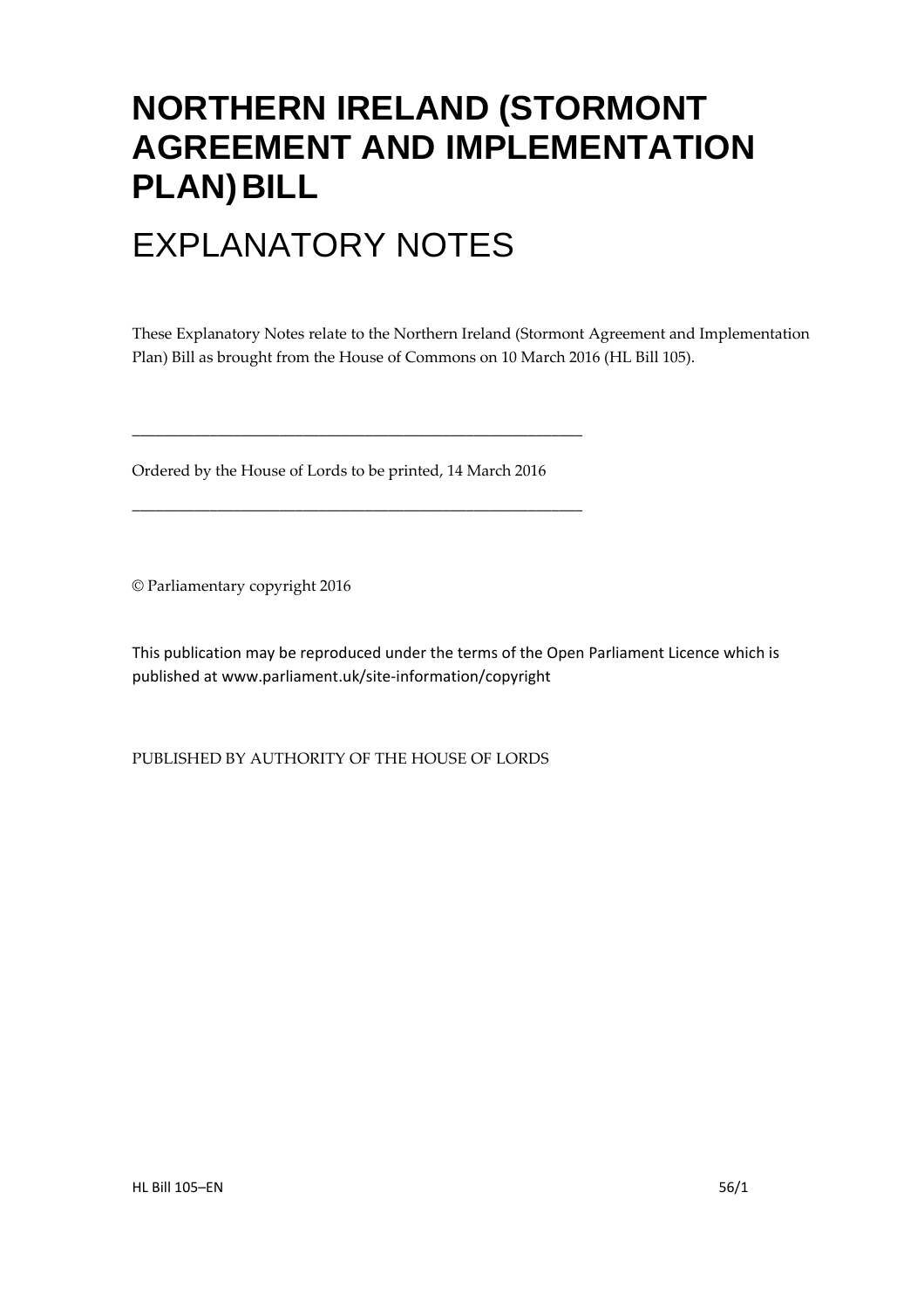# NORTHERN IRELAND (STORMONT AGREEMENT AND IMPLEMENTATION PLAN) BILL

# EXPLANATORY NOTES

These Explanatory Notes relate to the Northern Ireland (Stormont Agreement and Implementation Plan) Bill as brought from the House of Commons on 10 March 2016 (HL Bill 105).

---

Ordered by the House of Lords to be printed, 14 March 2016

---

© Parliamentary copyright 2016

This publication may be reproduced under the terms of the Open Parliament Licence which is published at www.parliament.uk/site-information/copyright

PUBLISHED BY AUTHORITY OF THE HOUSE OF LORDS

HL Bill 105–EN 56/1